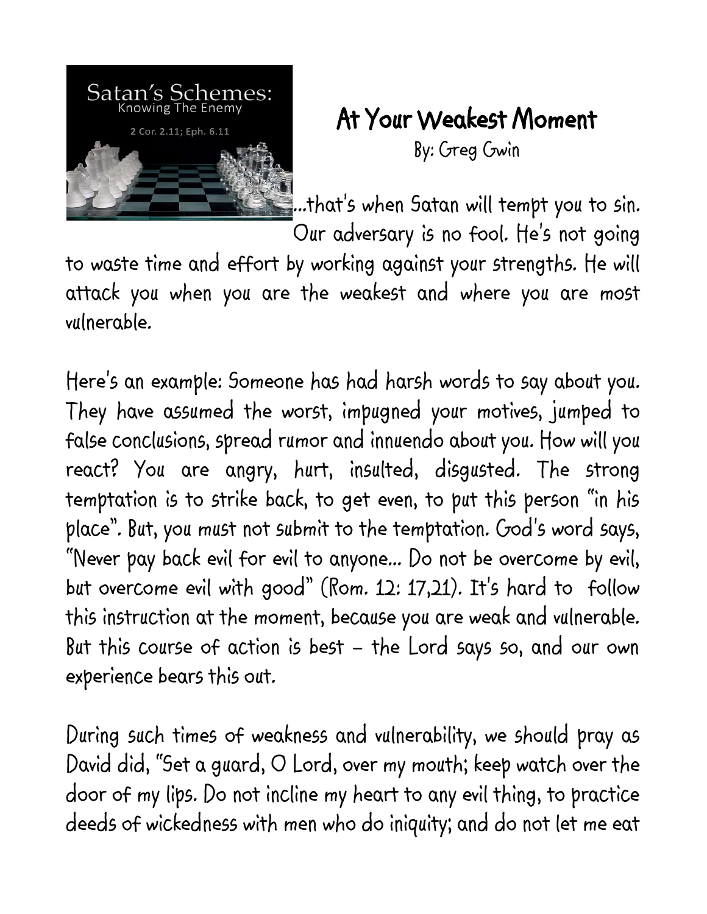# At Your Weakest Moment

By: Greg Gwin

...that's when Satan will tempt you to sin. Our adversary is no fool. He's not going to waste time and effort by working against your strengths. He will attack you when you are the weakest and where you are most vulnerable.

Here's an example: Someone has had harsh words to say about you. They have assumed the worst, impugned your motives, jumped to false conclusions, spread rumor and innuendo about you. How will you react? You are angry, hurt, insulted, disgusted. The strong temptation is to strike back, to get even, to put this person "in his place". But, you must not submit to the temptation. God's word says, "Never pay back evil for evil to anyone... Do not be overcome by evil, but overcome evil with good" (Rom. 12: 17,21). It's hard to follow this instruction at the moment, because you are weak and vulnerable. But this course of action is best – the Lord says so, and our own experience bears this out.

During such times of weakness and vulnerability, we should pray as David did, "Set a guard, O Lord, over my mouth; keep watch over the door of my lips. Do not incline my heart to any evil thing, to practice deeds of wickedness with men who do iniquity; and do not let me eat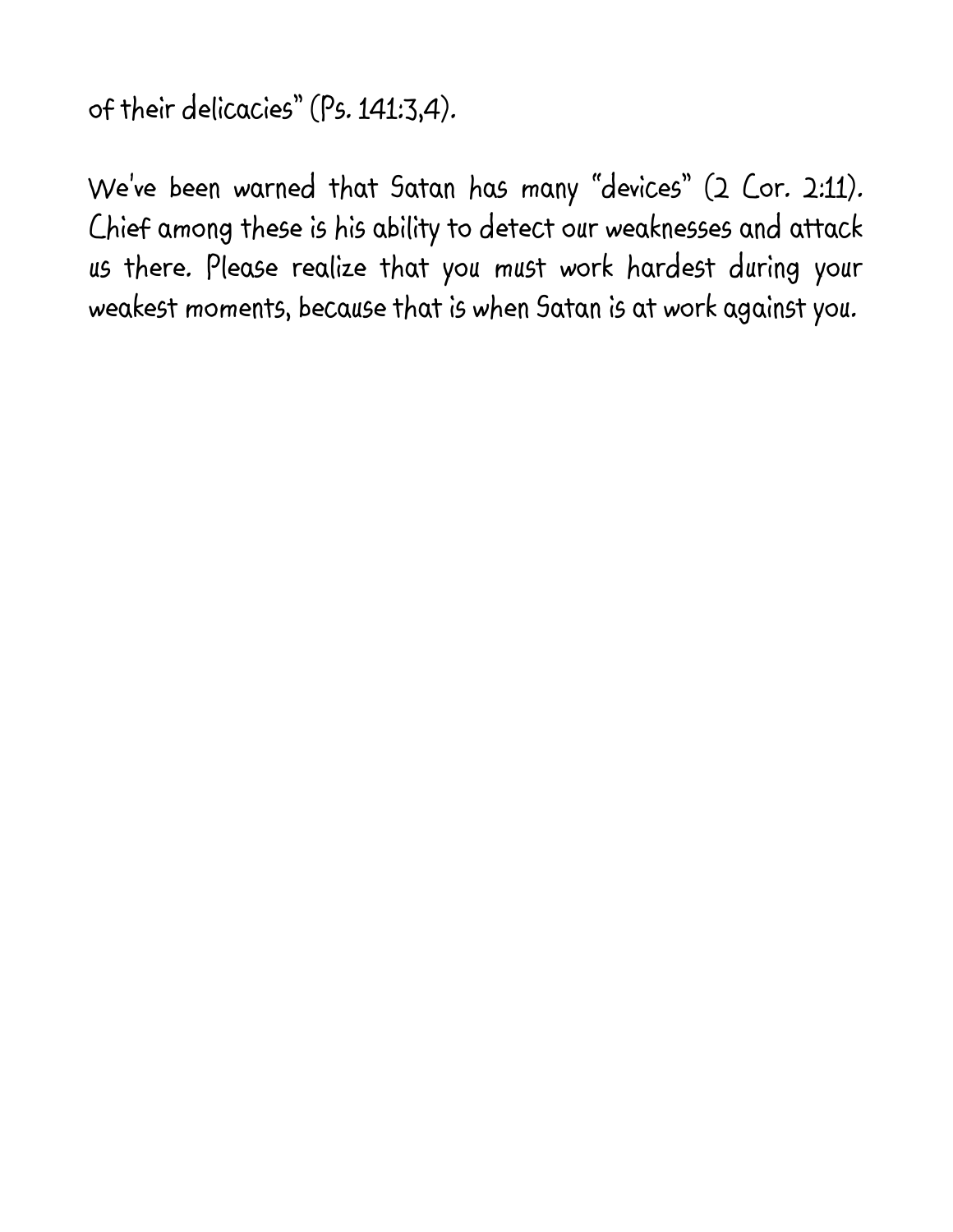of their delicacies" (Ps. 141:3,4).

We've been warned that Satan has many "devices" (2 Cor. 2:11). Chief among these is his ability to detect our weaknesses and attack us there. Please realize that you must work hardest during your weakest moments, because that is when Satan is at work against you.